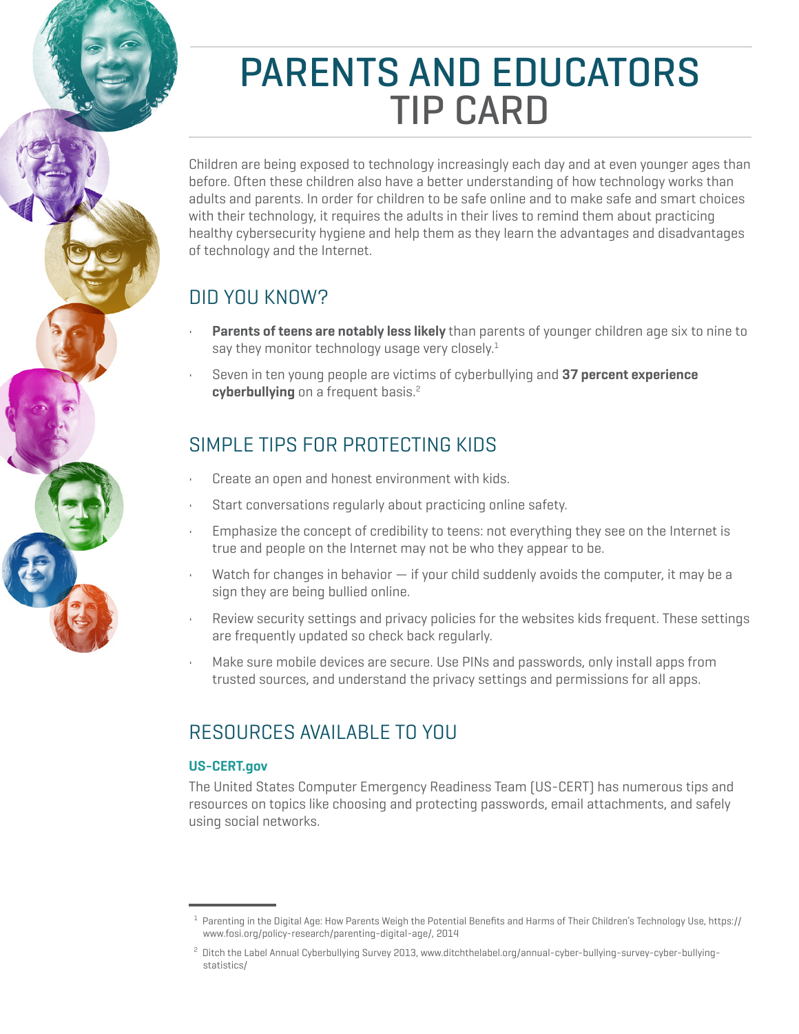# PARENTS AND EDUCATORS TIP CARD

Children are being exposed to technology increasingly each day and at even younger ages than before. Often these children also have a better understanding of how technology works than adults and parents. In order for children to be safe online and to make safe and smart choices with their technology, it requires the adults in their lives to remind them about practicing healthy cybersecurity hygiene and help them as they learn the advantages and disadvantages of technology and the Internet.

## DID YOU KNOW?

- **Parents of teens are notably less likely** than parents of younger children age six to nine to say they monitor technology usage very closely.[1]
- Seven in ten young people are victims of cyberbullying and **37 percent experience cyberbullying** on a frequent basis.[2]

## SIMPLE TIPS FOR PROTECTING KIDS

- Create an open and honest environment with kids.
- Start conversations regularly about practicing online safety.
- Emphasize the concept of credibility to teens: not everything they see on the Internet is true and people on the Internet may not be who they appear to be.
- Watch for changes in behavior — if your child suddenly avoids the computer, it may be a sign they are being bullied online.
- Review security settings and privacy policies for the websites kids frequent. These settings are frequently updated so check back regularly.
- Make sure mobile devices are secure. Use PINs and passwords, only install apps from trusted sources, and understand the privacy settings and permissions for all apps.

## RESOURCES AVAILABLE TO YOU

**US-CERT.gov**

The United States Computer Emergency Readiness Team (US-CERT) has numerous tips and resources on topics like choosing and protecting passwords, email attachments, and safely using social networks.

---

[1] Parenting in the Digital Age: How Parents Weigh the Potential Benefits and Harms of Their Children's Technology Use, https://www.fosi.org/policy-research/parenting-digital-age/, 2014

[2] Ditch the Label Annual Cyberbullying Survey 2013, www.ditchthelabel.org/annual-cyber-bullying-survey-cyber-bullying-statistics/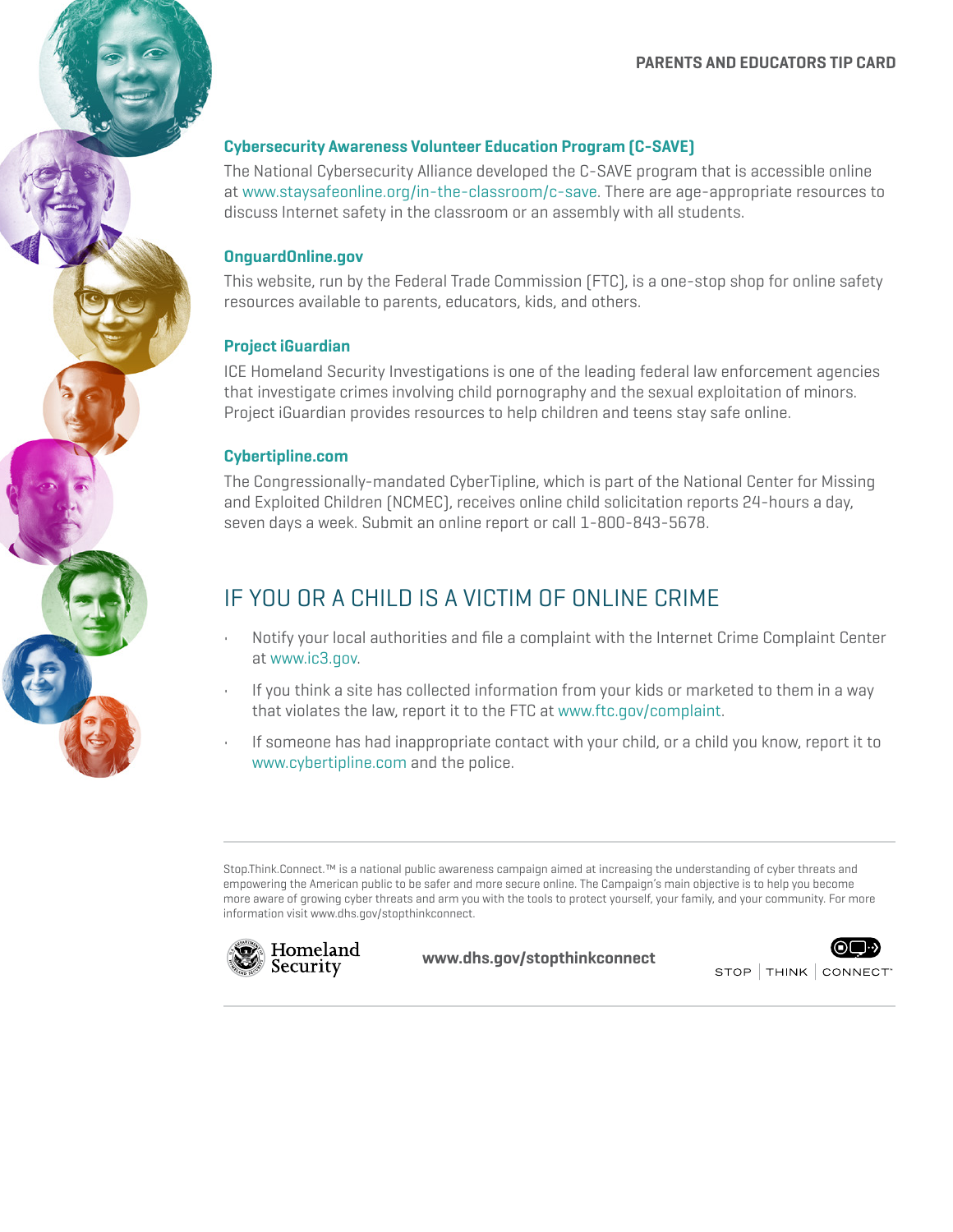PARENTS AND EDUCATORS TIP CARD

### Cybersecurity Awareness Volunteer Education Program (C-SAVE)

The National Cybersecurity Alliance developed the C-SAVE program that is accessible online at www.staysafeonline.org/in-the-classroom/c-save. There are age-appropriate resources to discuss Internet safety in the classroom or an assembly with all students.

### OnguardOnline.gov

This website, run by the Federal Trade Commission (FTC), is a one-stop shop for online safety resources available to parents, educators, kids, and others.

### Project iGuardian

ICE Homeland Security Investigations is one of the leading federal law enforcement agencies that investigate crimes involving child pornography and the sexual exploitation of minors. Project iGuardian provides resources to help children and teens stay safe online.

### Cybertipline.com

The Congressionally-mandated CyberTipline, which is part of the National Center for Missing and Exploited Children (NCMEC), receives online child solicitation reports 24-hours a day, seven days a week. Submit an online report or call 1-800-843-5678.

## IF YOU OR A CHILD IS A VICTIM OF ONLINE CRIME

- Notify your local authorities and file a complaint with the Internet Crime Complaint Center at www.ic3.gov.
- If you think a site has collected information from your kids or marketed to them in a way that violates the law, report it to the FTC at www.ftc.gov/complaint.
- If someone has had inappropriate contact with your child, or a child you know, report it to www.cybertipline.com and the police.

---

Stop.Think.Connect.™ is a national public awareness campaign aimed at increasing the understanding of cyber threats and empowering the American public to be safer and more secure online. The Campaign's main objective is to help you become more aware of growing cyber threats and arm you with the tools to protect yourself, your family, and your community. For more information visit www.dhs.gov/stopthinkconnect.

Homeland Security

**www.dhs.gov/stopthinkconnect**

STOP | THINK | CONNECT™